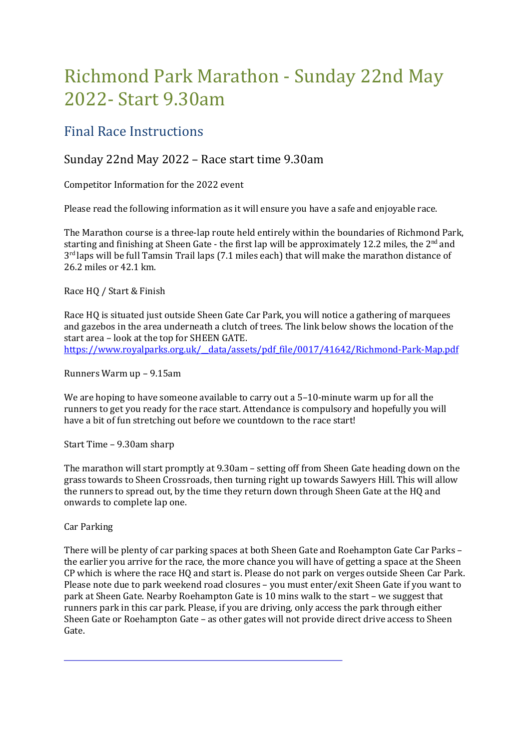# Richmond Park Marathon - Sunday 22nd May 2022- Start 9.30am

## Final Race Instructions

### Sunday 22nd May 2022 – Race start time 9.30am

Competitor Information for the 2022 event

Please read the following information as it will ensure you have a safe and enjoyable race.

The Marathon course is a three-lap route held entirely within the boundaries of Richmond Park, starting and finishing at Sheen Gate - the first lap will be approximately 12.2 miles, the 2nd and 3rd laps will be full Tamsin Trail laps (7.1 miles each) that will make the marathon distance of 26.2 miles or 42.1 km.

Race HQ / Start & Finish

Race HQ is situated just outside Sheen Gate Car Park, you will notice a gathering of marquees and gazebos in the area underneath a clutch of trees. The link below shows the location of the start area – look at the top for SHEEN GATE.
https://www.royalparks.org.uk/__data/assets/pdf_file/0017/41642/Richmond-Park-Map.pdf

Runners Warm up – 9.15am

We are hoping to have someone available to carry out a 5–10-minute warm up for all the runners to get you ready for the race start. Attendance is compulsory and hopefully you will have a bit of fun stretching out before we countdown to the race start!

Start Time – 9.30am sharp

The marathon will start promptly at 9.30am – setting off from Sheen Gate heading down on the grass towards to Sheen Crossroads, then turning right up towards Sawyers Hill. This will allow the runners to spread out, by the time they return down through Sheen Gate at the HQ and onwards to complete lap one.

Car Parking

There will be plenty of car parking spaces at both Sheen Gate and Roehampton Gate Car Parks – the earlier you arrive for the race, the more chance you will have of getting a space at the Sheen CP which is where the race HQ and start is. Please do not park on verges outside Sheen Car Park. Please note due to park weekend road closures – you must enter/exit Sheen Gate if you want to park at Sheen Gate. Nearby Roehampton Gate is 10 mins walk to the start – we suggest that runners park in this car park. Please, if you are driving, only access the park through either Sheen Gate or Roehampton Gate – as other gates will not provide direct drive access to Sheen Gate.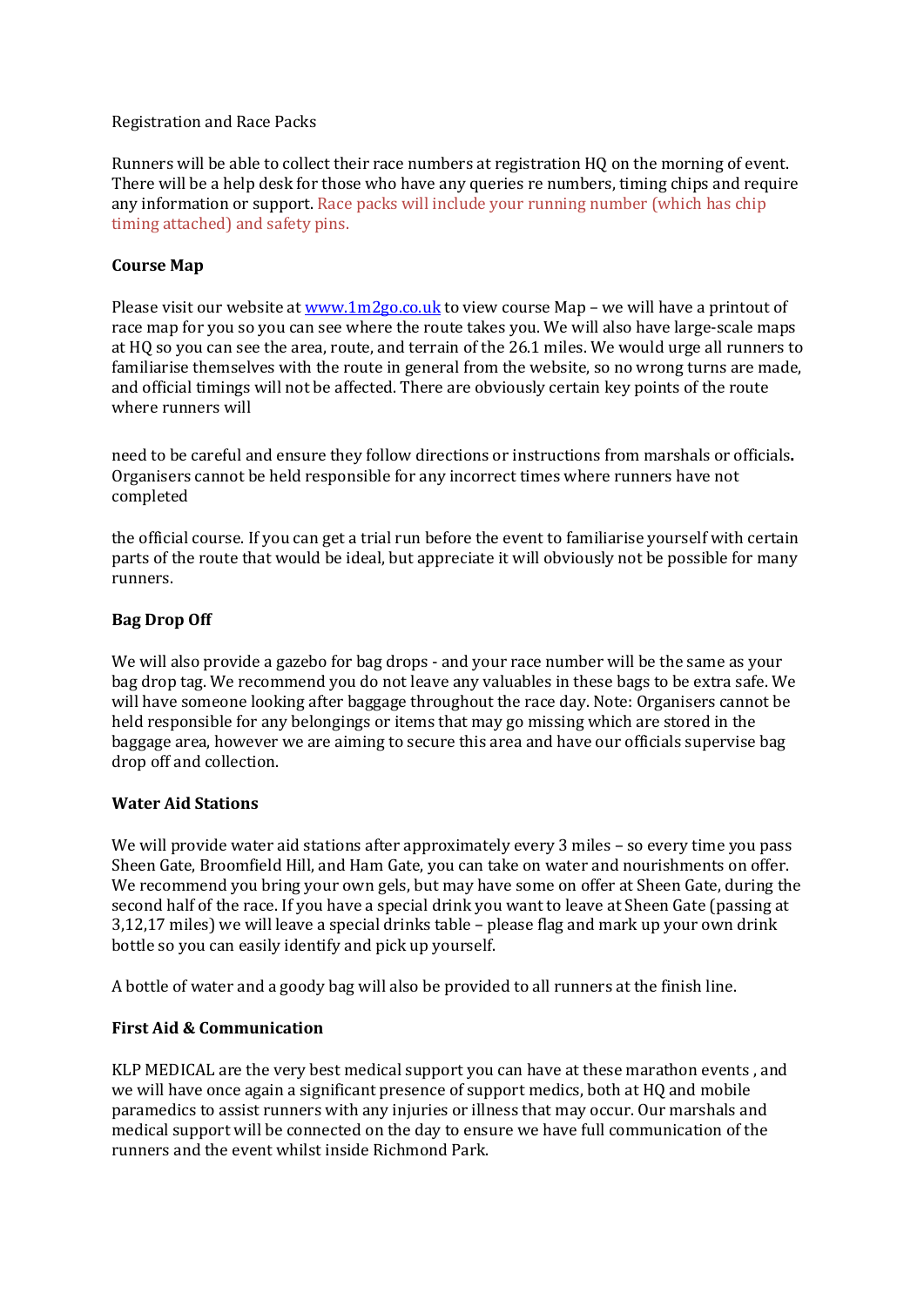Registration and Race Packs

Runners will be able to collect their race numbers at registration HQ on the morning of event. There will be a help desk for those who have any queries re numbers, timing chips and require any information or support. Race packs will include your running number (which has chip timing attached) and safety pins.

**Course Map**

Please visit our website at [www.1m2go.co.uk](http://www.1m2go.co.uk) to view course Map – we will have a printout of race map for you so you can see where the route takes you. We will also have large-scale maps at HQ so you can see the area, route, and terrain of the 26.1 miles. We would urge all runners to familiarise themselves with the route in general from the website, so no wrong turns are made, and official timings will not be affected. There are obviously certain key points of the route where runners will

need to be careful and ensure they follow directions or instructions from marshals or officials**.** Organisers cannot be held responsible for any incorrect times where runners have not completed

the official course. If you can get a trial run before the event to familiarise yourself with certain parts of the route that would be ideal, but appreciate it will obviously not be possible for many runners.

**Bag Drop Off**

We will also provide a gazebo for bag drops - and your race number will be the same as your bag drop tag. We recommend you do not leave any valuables in these bags to be extra safe. We will have someone looking after baggage throughout the race day. Note: Organisers cannot be held responsible for any belongings or items that may go missing which are stored in the baggage area, however we are aiming to secure this area and have our officials supervise bag drop off and collection.

**Water Aid Stations**

We will provide water aid stations after approximately every 3 miles – so every time you pass Sheen Gate, Broomfield Hill, and Ham Gate, you can take on water and nourishments on offer. We recommend you bring your own gels, but may have some on offer at Sheen Gate, during the second half of the race. If you have a special drink you want to leave at Sheen Gate (passing at 3,12,17 miles) we will leave a special drinks table – please flag and mark up your own drink bottle so you can easily identify and pick up yourself.

A bottle of water and a goody bag will also be provided to all runners at the finish line.

**First Aid & Communication**

KLP MEDICAL are the very best medical support you can have at these marathon events , and we will have once again a significant presence of support medics, both at HQ and mobile paramedics to assist runners with any injuries or illness that may occur. Our marshals and medical support will be connected on the day to ensure we have full communication of the runners and the event whilst inside Richmond Park.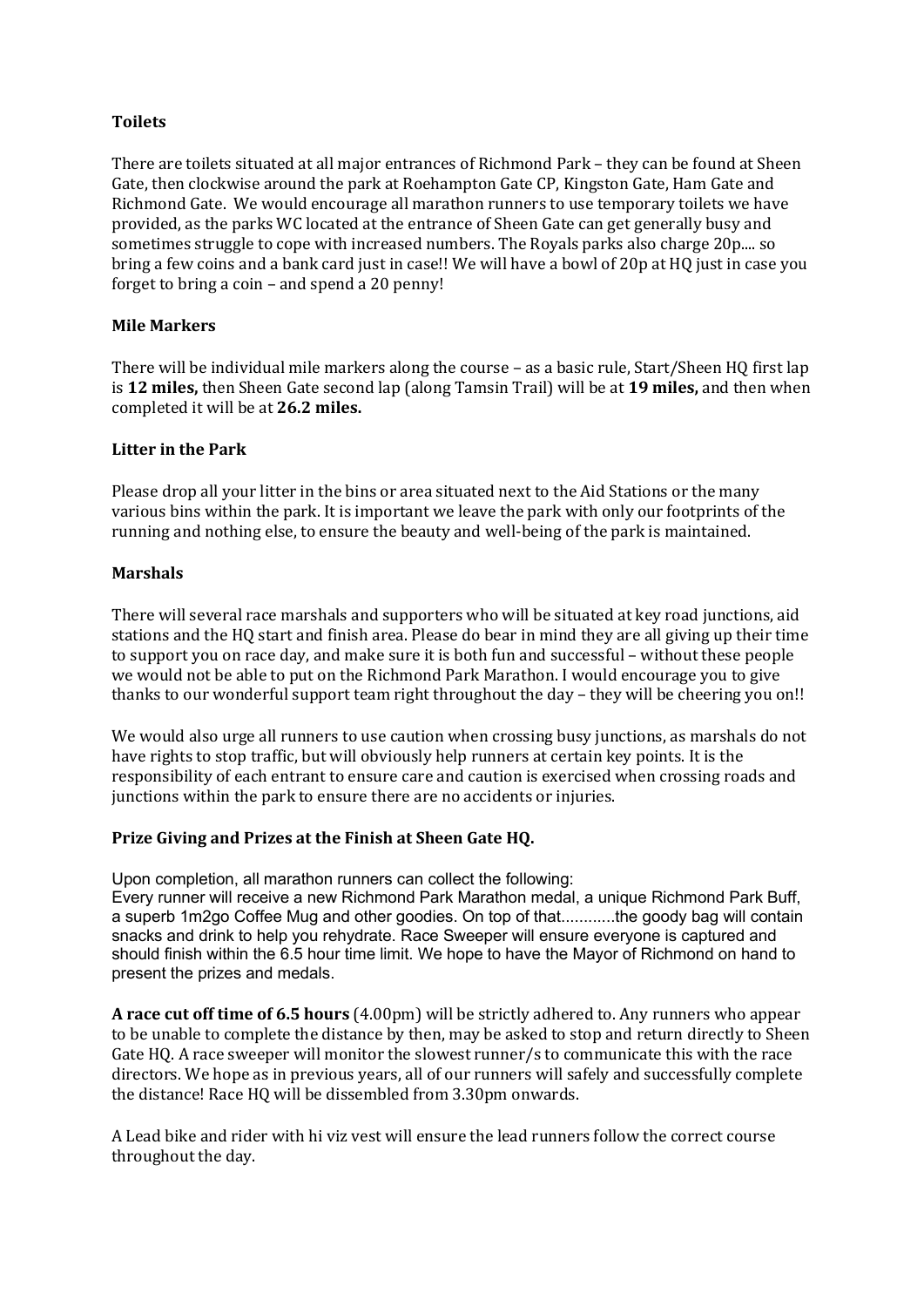**Toilets**

There are toilets situated at all major entrances of Richmond Park – they can be found at Sheen Gate, then clockwise around the park at Roehampton Gate CP, Kingston Gate, Ham Gate and Richmond Gate. We would encourage all marathon runners to use temporary toilets we have provided, as the parks WC located at the entrance of Sheen Gate can get generally busy and sometimes struggle to cope with increased numbers. The Royals parks also charge 20p.... so bring a few coins and a bank card just in case!! We will have a bowl of 20p at HQ just in case you forget to bring a coin – and spend a 20 penny!

**Mile Markers**

There will be individual mile markers along the course – as a basic rule, Start/Sheen HQ first lap is **12 miles,** then Sheen Gate second lap (along Tamsin Trail) will be at **19 miles,** and then when completed it will be at **26.2 miles.**

**Litter in the Park**

Please drop all your litter in the bins or area situated next to the Aid Stations or the many various bins within the park. It is important we leave the park with only our footprints of the running and nothing else, to ensure the beauty and well-being of the park is maintained.

**Marshals**

There will several race marshals and supporters who will be situated at key road junctions, aid stations and the HQ start and finish area. Please do bear in mind they are all giving up their time to support you on race day, and make sure it is both fun and successful – without these people we would not be able to put on the Richmond Park Marathon. I would encourage you to give thanks to our wonderful support team right throughout the day – they will be cheering you on!!

We would also urge all runners to use caution when crossing busy junctions, as marshals do not have rights to stop traffic, but will obviously help runners at certain key points. It is the responsibility of each entrant to ensure care and caution is exercised when crossing roads and junctions within the park to ensure there are no accidents or injuries.

**Prize Giving and Prizes at the Finish at Sheen Gate HQ.**

Upon completion, all marathon runners can collect the following:
Every runner will receive a new Richmond Park Marathon medal, a unique Richmond Park Buff, a superb 1m2go Coffee Mug and other goodies. On top of that............the goody bag will contain snacks and drink to help you rehydrate. Race Sweeper will ensure everyone is captured and should finish within the 6.5 hour time limit. We hope to have the Mayor of Richmond on hand to present the prizes and medals.

**A race cut off time of 6.5 hours** (4.00pm) will be strictly adhered to. Any runners who appear to be unable to complete the distance by then, may be asked to stop and return directly to Sheen Gate HQ. A race sweeper will monitor the slowest runner/s to communicate this with the race directors. We hope as in previous years, all of our runners will safely and successfully complete the distance! Race HQ will be dissembled from 3.30pm onwards.

A Lead bike and rider with hi viz vest will ensure the lead runners follow the correct course throughout the day.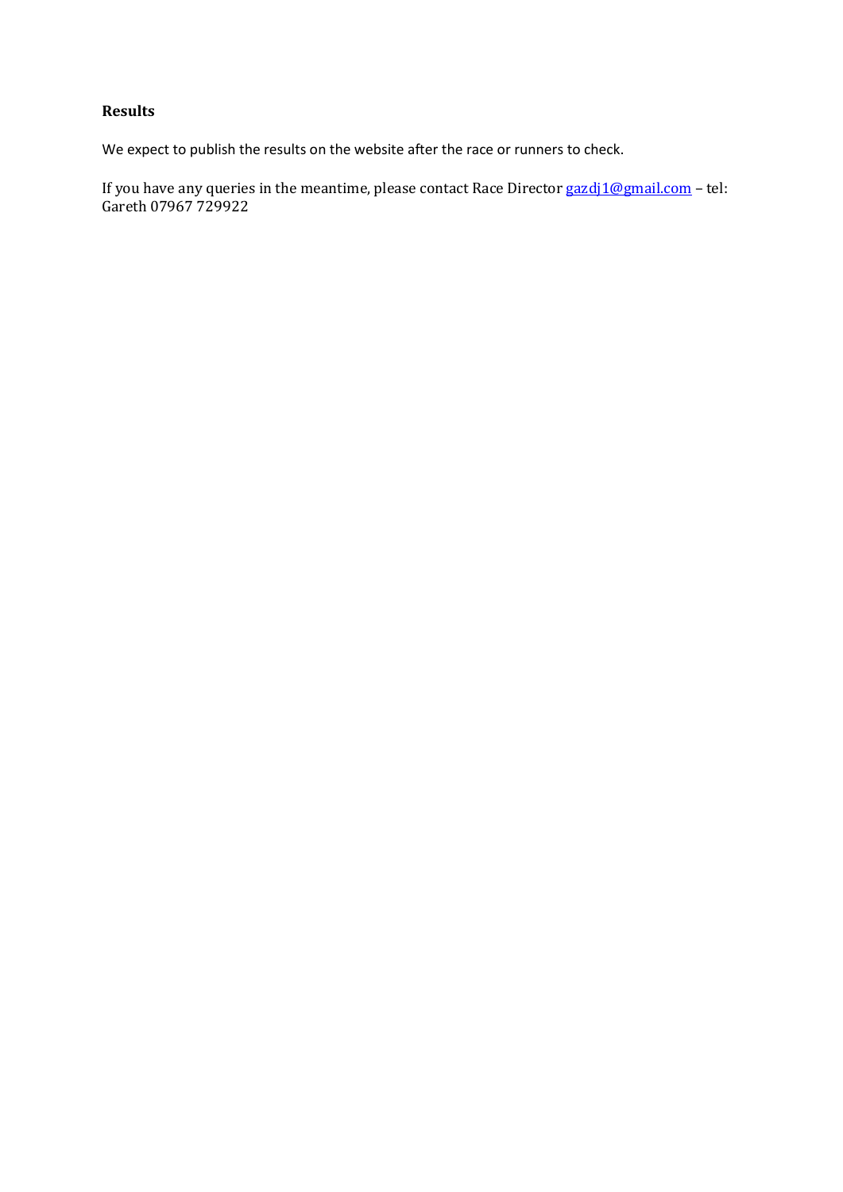**Results**

We expect to publish the results on the website after the race or runners to check.

If you have any queries in the meantime, please contact Race Director gazdj1@gmail.com – tel: Gareth 07967 729922